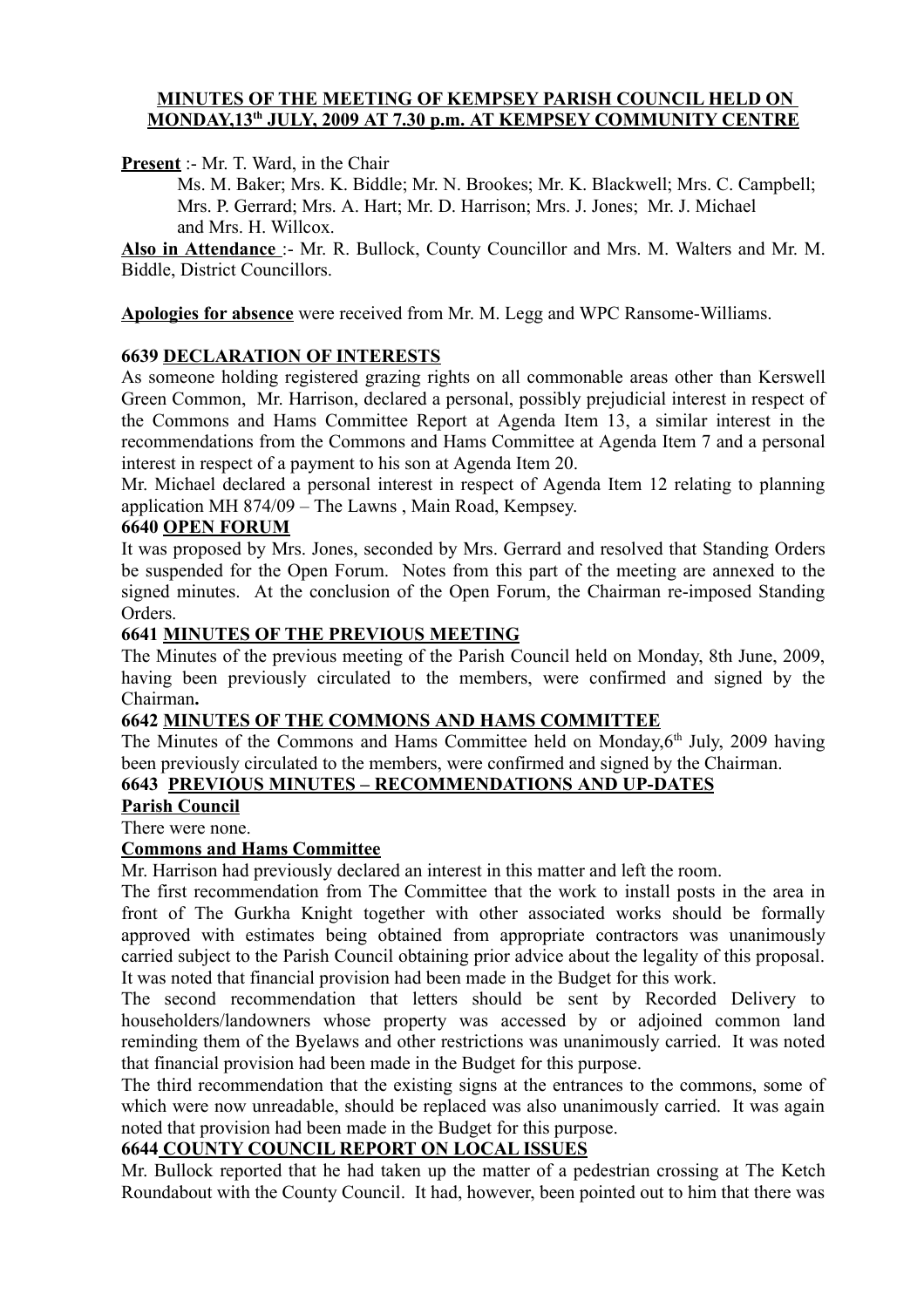**MINUTES OF THE MEETING OF KEMPSEY PARISH COUNCIL HELD ON MONDAY,13th JULY, 2009 AT 7.30 p.m. AT KEMPSEY COMMUNITY CENTRE**

**Present** :- Mr. T. Ward, in the Chair

Ms. M. Baker; Mrs. K. Biddle; Mr. N. Brookes; Mr. K. Blackwell; Mrs. C. Campbell; Mrs. P. Gerrard; Mrs. A. Hart; Mr. D. Harrison; Mrs. J. Jones; Mr. J. Michael and Mrs. H. Willcox.

**Also in Attendance** :- Mr. R. Bullock, County Councillor and Mrs. M. Walters and Mr. M. Biddle, District Councillors.

**Apologies for absence** were received from Mr. M. Legg and WPC Ransome-Williams.

**6639 DECLARATION OF INTERESTS**

As someone holding registered grazing rights on all commonable areas other than Kerswell Green Common, Mr. Harrison, declared a personal, possibly prejudicial interest in respect of the Commons and Hams Committee Report at Agenda Item 13, a similar interest in the recommendations from the Commons and Hams Committee at Agenda Item 7 and a personal interest in respect of a payment to his son at Agenda Item 20.

Mr. Michael declared a personal interest in respect of Agenda Item 12 relating to planning application MH 874/09 – The Lawns , Main Road, Kempsey.

**6640 OPEN FORUM**

It was proposed by Mrs. Jones, seconded by Mrs. Gerrard and resolved that Standing Orders be suspended for the Open Forum. Notes from this part of the meeting are annexed to the signed minutes. At the conclusion of the Open Forum, the Chairman re-imposed Standing Orders.

**6641 MINUTES OF THE PREVIOUS MEETING**

The Minutes of the previous meeting of the Parish Council held on Monday, 8th June, 2009, having been previously circulated to the members, were confirmed and signed by the Chairman**.**

**6642 MINUTES OF THE COMMONS AND HAMS COMMITTEE**

The Minutes of the Commons and Hams Committee held on Monday,6th July, 2009 having been previously circulated to the members, were confirmed and signed by the Chairman.

**6643 PREVIOUS MINUTES – RECOMMENDATIONS AND UP-DATES**

**Parish Council**

There were none.

**Commons and Hams Committee**

Mr. Harrison had previously declared an interest in this matter and left the room.

The first recommendation from The Committee that the work to install posts in the area in front of The Gurkha Knight together with other associated works should be formally approved with estimates being obtained from appropriate contractors was unanimously carried subject to the Parish Council obtaining prior advice about the legality of this proposal. It was noted that financial provision had been made in the Budget for this work.

The second recommendation that letters should be sent by Recorded Delivery to householders/landowners whose property was accessed by or adjoined common land reminding them of the Byelaws and other restrictions was unanimously carried. It was noted that financial provision had been made in the Budget for this purpose.

The third recommendation that the existing signs at the entrances to the commons, some of which were now unreadable, should be replaced was also unanimously carried. It was again noted that provision had been made in the Budget for this purpose.

**6644 COUNTY COUNCIL REPORT ON LOCAL ISSUES**

Mr. Bullock reported that he had taken up the matter of a pedestrian crossing at The Ketch Roundabout with the County Council. It had, however, been pointed out to him that there was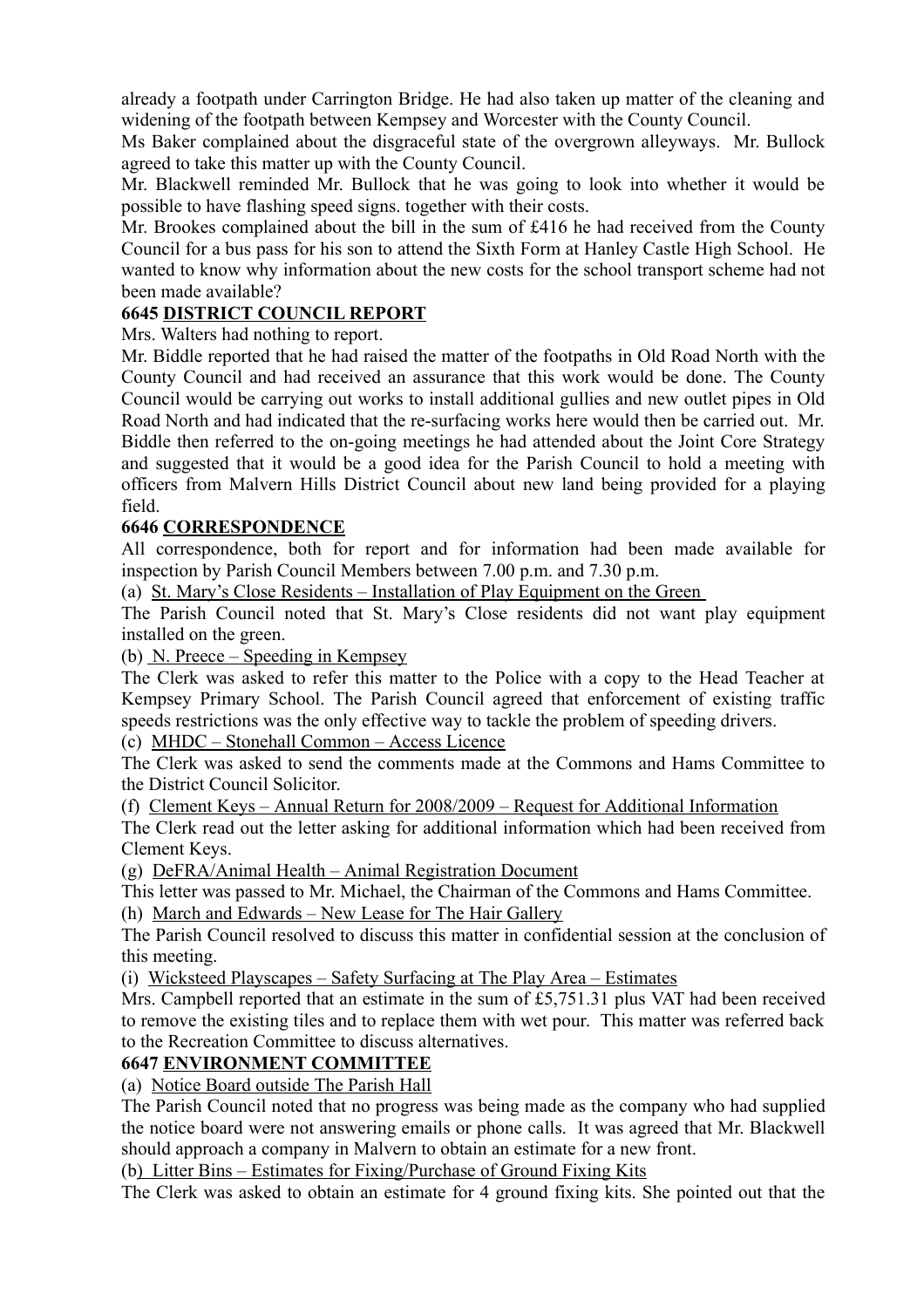already a footpath under Carrington Bridge. He had also taken up matter of the cleaning and widening of the footpath between Kempsey and Worcester with the County Council.

Ms Baker complained about the disgraceful state of the overgrown alleyways. Mr. Bullock agreed to take this matter up with the County Council.

Mr. Blackwell reminded Mr. Bullock that he was going to look into whether it would be possible to have flashing speed signs. together with their costs.

Mr. Brookes complained about the bill in the sum of £416 he had received from the County Council for a bus pass for his son to attend the Sixth Form at Hanley Castle High School. He wanted to know why information about the new costs for the school transport scheme had not been made available?

**6645 DISTRICT COUNCIL REPORT**

Mrs. Walters had nothing to report.

Mr. Biddle reported that he had raised the matter of the footpaths in Old Road North with the County Council and had received an assurance that this work would be done. The County Council would be carrying out works to install additional gullies and new outlet pipes in Old Road North and had indicated that the re-surfacing works here would then be carried out. Mr. Biddle then referred to the on-going meetings he had attended about the Joint Core Strategy and suggested that it would be a good idea for the Parish Council to hold a meeting with officers from Malvern Hills District Council about new land being provided for a playing field.

**6646 CORRESPONDENCE**

All correspondence, both for report and for information had been made available for inspection by Parish Council Members between 7.00 p.m. and 7.30 p.m.

(a) St. Mary's Close Residents – Installation of Play Equipment on the Green

The Parish Council noted that St. Mary's Close residents did not want play equipment installed on the green.

(b) N. Preece – Speeding in Kempsey

The Clerk was asked to refer this matter to the Police with a copy to the Head Teacher at Kempsey Primary School. The Parish Council agreed that enforcement of existing traffic speeds restrictions was the only effective way to tackle the problem of speeding drivers.

(c) MHDC – Stonehall Common – Access Licence

The Clerk was asked to send the comments made at the Commons and Hams Committee to the District Council Solicitor.

(f) Clement Keys – Annual Return for 2008/2009 – Request for Additional Information

The Clerk read out the letter asking for additional information which had been received from Clement Keys.

(g) DeFRA/Animal Health – Animal Registration Document

This letter was passed to Mr. Michael, the Chairman of the Commons and Hams Committee.

(h) March and Edwards – New Lease for The Hair Gallery

The Parish Council resolved to discuss this matter in confidential session at the conclusion of this meeting.

(i) Wicksteed Playscapes – Safety Surfacing at The Play Area – Estimates

Mrs. Campbell reported that an estimate in the sum of £5,751.31 plus VAT had been received to remove the existing tiles and to replace them with wet pour. This matter was referred back to the Recreation Committee to discuss alternatives.

**6647 ENVIRONMENT COMMITTEE**

(a) Notice Board outside The Parish Hall

The Parish Council noted that no progress was being made as the company who had supplied the notice board were not answering emails or phone calls. It was agreed that Mr. Blackwell should approach a company in Malvern to obtain an estimate for a new front.

(b) Litter Bins – Estimates for Fixing/Purchase of Ground Fixing Kits

The Clerk was asked to obtain an estimate for 4 ground fixing kits. She pointed out that the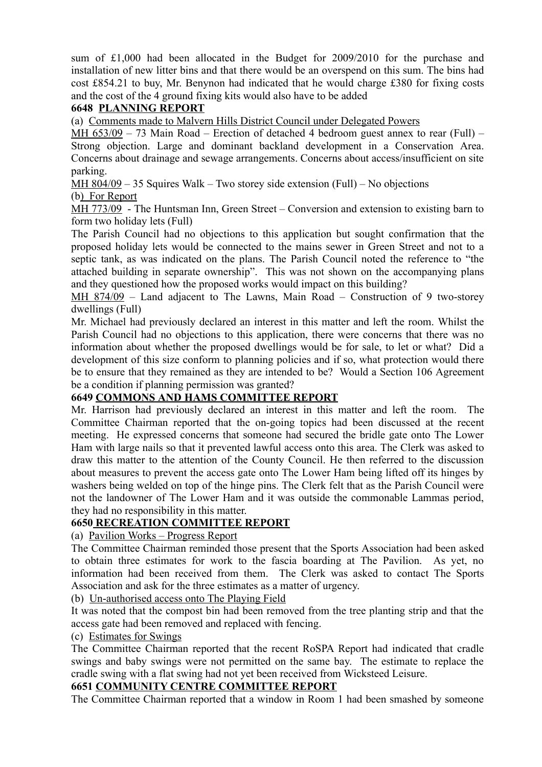sum of £1,000 had been allocated in the Budget for 2009/2010 for the purchase and installation of new litter bins and that there would be an overspend on this sum. The bins had cost £854.21 to buy, Mr. Benynon had indicated that he would charge £380 for fixing costs and the cost of the 4 ground fixing kits would also have to be added

## 6648 PLANNING REPORT

(a) Comments made to Malvern Hills District Council under Delegated Powers

MH 653/09 – 73 Main Road – Erection of detached 4 bedroom guest annex to rear (Full) – Strong objection. Large and dominant backland development in a Conservation Area. Concerns about drainage and sewage arrangements. Concerns about access/insufficient on site parking.

MH 804/09 – 35 Squires Walk – Two storey side extension (Full) – No objections

(b) For Report

MH 773/09 - The Huntsman Inn, Green Street – Conversion and extension to existing barn to form two holiday lets (Full)

The Parish Council had no objections to this application but sought confirmation that the proposed holiday lets would be connected to the mains sewer in Green Street and not to a septic tank, as was indicated on the plans. The Parish Council noted the reference to "the attached building in separate ownership". This was not shown on the accompanying plans and they questioned how the proposed works would impact on this building?

MH 874/09 – Land adjacent to The Lawns, Main Road – Construction of 9 two-storey dwellings (Full)

Mr. Michael had previously declared an interest in this matter and left the room. Whilst the Parish Council had no objections to this application, there were concerns that there was no information about whether the proposed dwellings would be for sale, to let or what? Did a development of this size conform to planning policies and if so, what protection would there be to ensure that they remained as they are intended to be? Would a Section 106 Agreement be a condition if planning permission was granted?

## 6649 COMMONS AND HAMS COMMITTEE REPORT

Mr. Harrison had previously declared an interest in this matter and left the room. The Committee Chairman reported that the on-going topics had been discussed at the recent meeting. He expressed concerns that someone had secured the bridle gate onto The Lower Ham with large nails so that it prevented lawful access onto this area. The Clerk was asked to draw this matter to the attention of the County Council. He then referred to the discussion about measures to prevent the access gate onto The Lower Ham being lifted off its hinges by washers being welded on top of the hinge pins. The Clerk felt that as the Parish Council were not the landowner of The Lower Ham and it was outside the commonable Lammas period, they had no responsibility in this matter.

## 6650 RECREATION COMMITTEE REPORT

(a) Pavilion Works – Progress Report

The Committee Chairman reminded those present that the Sports Association had been asked to obtain three estimates for work to the fascia boarding at The Pavilion. As yet, no information had been received from them. The Clerk was asked to contact The Sports Association and ask for the three estimates as a matter of urgency.

(b) Un-authorised access onto The Playing Field

It was noted that the compost bin had been removed from the tree planting strip and that the access gate had been removed and replaced with fencing.

(c) Estimates for Swings

The Committee Chairman reported that the recent RoSPA Report had indicated that cradle swings and baby swings were not permitted on the same bay. The estimate to replace the cradle swing with a flat swing had not yet been received from Wicksteed Leisure.

## 6651 COMMUNITY CENTRE COMMITTEE REPORT

The Committee Chairman reported that a window in Room 1 had been smashed by someone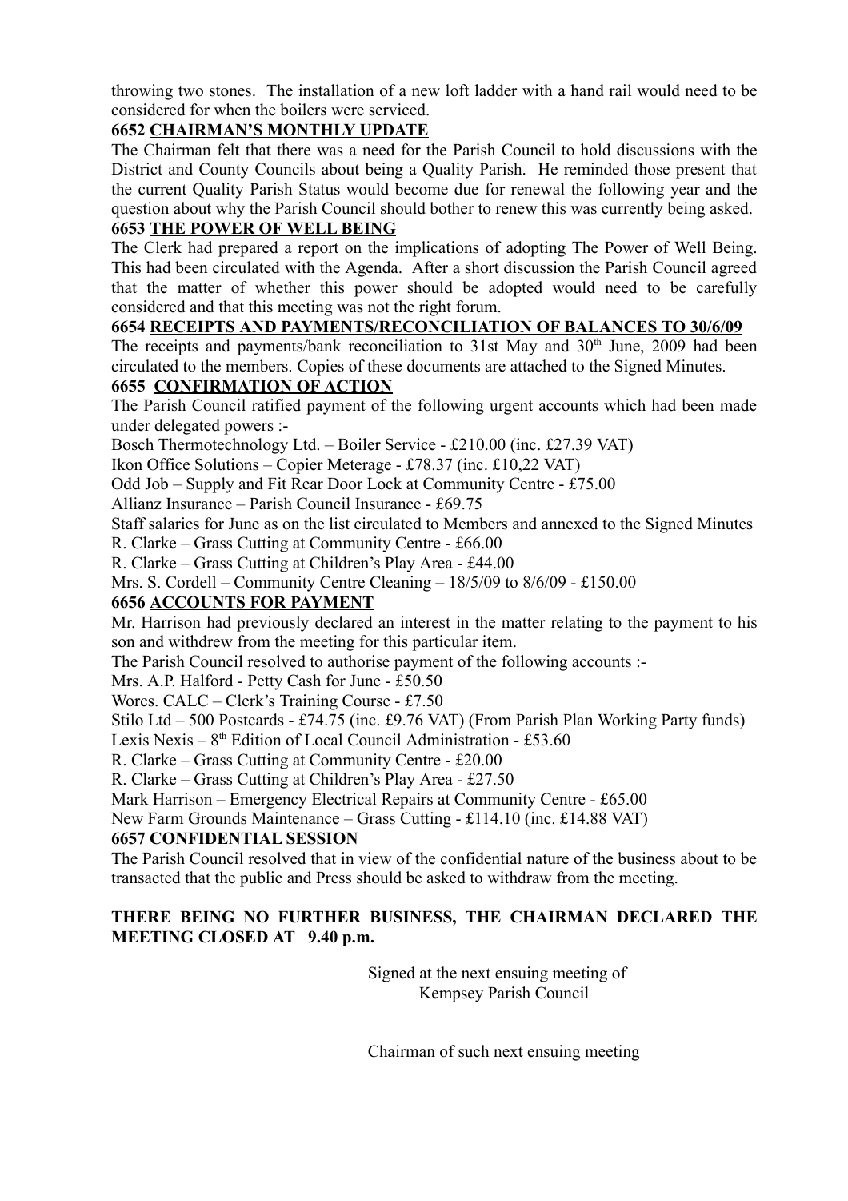throwing two stones. The installation of a new loft ladder with a hand rail would need to be considered for when the boilers were serviced.

**6652 CHAIRMAN'S MONTHLY UPDATE**

The Chairman felt that there was a need for the Parish Council to hold discussions with the District and County Councils about being a Quality Parish. He reminded those present that the current Quality Parish Status would become due for renewal the following year and the question about why the Parish Council should bother to renew this was currently being asked.

**6653 THE POWER OF WELL BEING**

The Clerk had prepared a report on the implications of adopting The Power of Well Being. This had been circulated with the Agenda. After a short discussion the Parish Council agreed that the matter of whether this power should be adopted would need to be carefully considered and that this meeting was not the right forum.

**6654 RECEIPTS AND PAYMENTS/RECONCILIATION OF BALANCES TO 30/6/09**

The receipts and payments/bank reconciliation to 31st May and 30th June, 2009 had been circulated to the members. Copies of these documents are attached to the Signed Minutes.

**6655 CONFIRMATION OF ACTION**

The Parish Council ratified payment of the following urgent accounts which had been made under delegated powers :-

Bosch Thermotechnology Ltd. – Boiler Service - £210.00 (inc. £27.39 VAT)
Ikon Office Solutions – Copier Meterage - £78.37 (inc. £10,22 VAT)
Odd Job – Supply and Fit Rear Door Lock at Community Centre - £75.00
Allianz Insurance – Parish Council Insurance - £69.75
Staff salaries for June as on the list circulated to Members and annexed to the Signed Minutes
R. Clarke – Grass Cutting at Community Centre - £66.00
R. Clarke – Grass Cutting at Children's Play Area - £44.00
Mrs. S. Cordell – Community Centre Cleaning – 18/5/09 to 8/6/09 - £150.00

**6656 ACCOUNTS FOR PAYMENT**

Mr. Harrison had previously declared an interest in the matter relating to the payment to his son and withdrew from the meeting for this particular item.

The Parish Council resolved to authorise payment of the following accounts :-

Mrs. A.P. Halford - Petty Cash for June - £50.50
Worcs. CALC – Clerk's Training Course - £7.50
Stilo Ltd – 500 Postcards - £74.75 (inc. £9.76 VAT) (From Parish Plan Working Party funds)
Lexis Nexis – 8th Edition of Local Council Administration - £53.60
R. Clarke – Grass Cutting at Community Centre - £20.00
R. Clarke – Grass Cutting at Children's Play Area - £27.50
Mark Harrison – Emergency Electrical Repairs at Community Centre - £65.00
New Farm Grounds Maintenance – Grass Cutting - £114.10 (inc. £14.88 VAT)

**6657 CONFIDENTIAL SESSION**

The Parish Council resolved that in view of the confidential nature of the business about to be transacted that the public and Press should be asked to withdraw from the meeting.

**THERE BEING NO FURTHER BUSINESS, THE CHAIRMAN DECLARED THE MEETING CLOSED AT 9.40 p.m.**

Signed at the next ensuing meeting of
Kempsey Parish Council

Chairman of such next ensuing meeting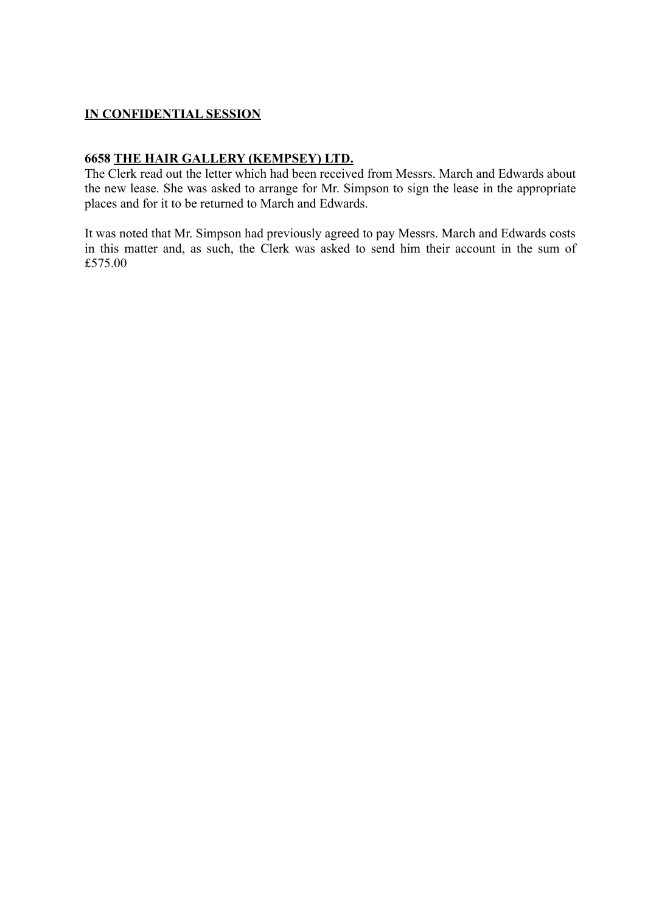**<u>IN CONFIDENTIAL SESSION</u>**

**6658 <u>THE HAIR GALLERY (KEMPSEY) LTD.</u>**

The Clerk read out the letter which had been received from Messrs. March and Edwards about the new lease. She was asked to arrange for Mr. Simpson to sign the lease in the appropriate places and for it to be returned to March and Edwards.

It was noted that Mr. Simpson had previously agreed to pay Messrs. March and Edwards costs in this matter and, as such, the Clerk was asked to send him their account in the sum of £575.00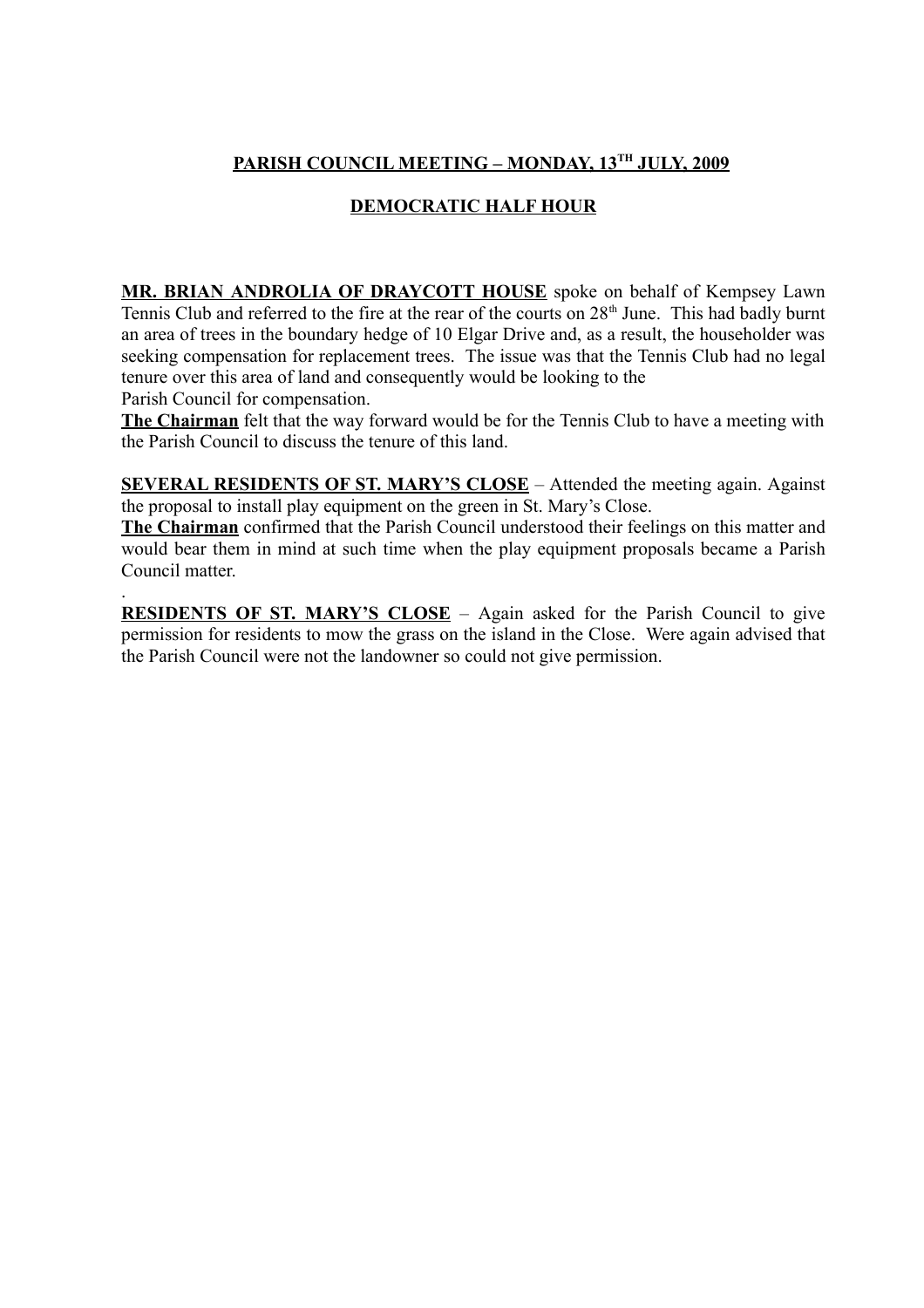**PARISH COUNCIL MEETING – MONDAY, 13TH JULY, 2009**

**DEMOCRATIC HALF HOUR**

**MR. BRIAN ANDROLIA OF DRAYCOTT HOUSE** spoke on behalf of Kempsey Lawn Tennis Club and referred to the fire at the rear of the courts on 28th June. This had badly burnt an area of trees in the boundary hedge of 10 Elgar Drive and, as a result, the householder was seeking compensation for replacement trees. The issue was that the Tennis Club had no legal tenure over this area of land and consequently would be looking to the Parish Council for compensation.

**The Chairman** felt that the way forward would be for the Tennis Club to have a meeting with the Parish Council to discuss the tenure of this land.

**SEVERAL RESIDENTS OF ST. MARY'S CLOSE** – Attended the meeting again. Against the proposal to install play equipment on the green in St. Mary's Close.

**The Chairman** confirmed that the Parish Council understood their feelings on this matter and would bear them in mind at such time when the play equipment proposals became a Parish Council matter.

.

**RESIDENTS OF ST. MARY'S CLOSE** – Again asked for the Parish Council to give permission for residents to mow the grass on the island in the Close. Were again advised that the Parish Council were not the landowner so could not give permission.